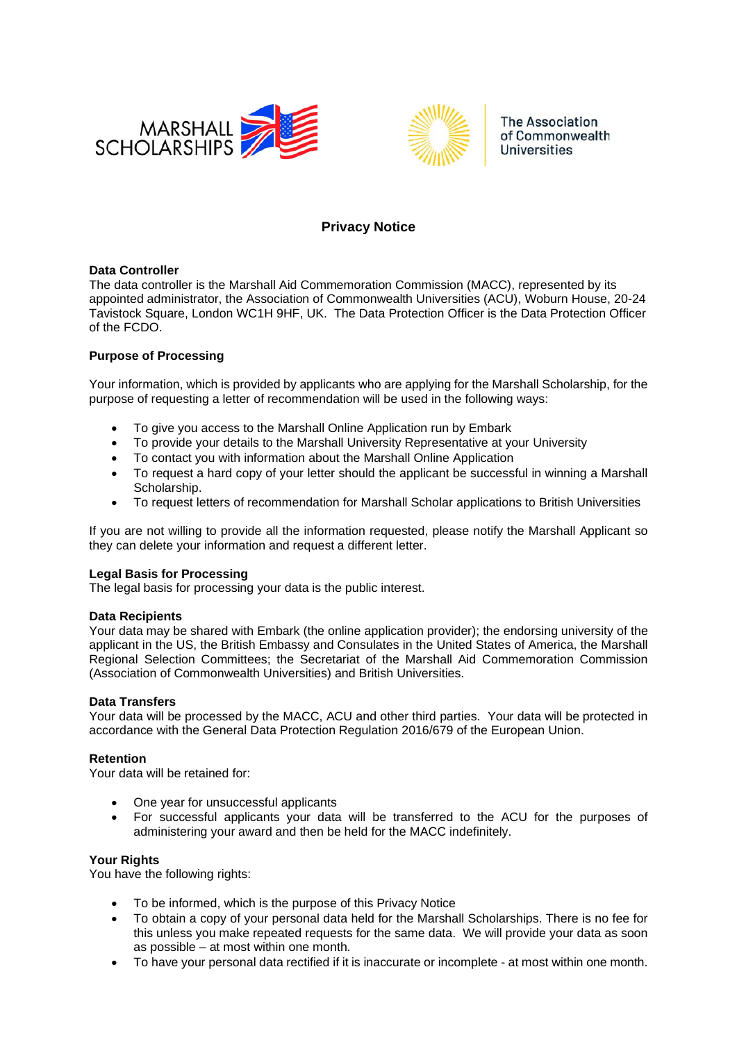# Privacy Notice

### Data Controller

The data controller is the Marshall Aid Commemoration Commission (MACC), represented by its appointed administrator, the Association of Commonwealth Universities (ACU), Woburn House, 20-24 Tavistock Square, London WC1H 9HF, UK. The Data Protection Officer is the Data Protection Officer of the FCDO.

### Purpose of Processing

Your information, which is provided by applicants who are applying for the Marshall Scholarship, for the purpose of requesting a letter of recommendation will be used in the following ways:

- To give you access to the Marshall Online Application run by Embark
- To provide your details to the Marshall University Representative at your University
- To contact you with information about the Marshall Online Application
- To request a hard copy of your letter should the applicant be successful in winning a Marshall Scholarship.
- To request letters of recommendation for Marshall Scholar applications to British Universities

If you are not willing to provide all the information requested, please notify the Marshall Applicant so they can delete your information and request a different letter.

### Legal Basis for Processing

The legal basis for processing your data is the public interest.

### Data Recipients

Your data may be shared with Embark (the online application provider); the endorsing university of the applicant in the US, the British Embassy and Consulates in the United States of America, the Marshall Regional Selection Committees; the Secretariat of the Marshall Aid Commemoration Commission (Association of Commonwealth Universities) and British Universities.

### Data Transfers

Your data will be processed by the MACC, ACU and other third parties. Your data will be protected in accordance with the General Data Protection Regulation 2016/679 of the European Union.

### Retention

Your data will be retained for:

- One year for unsuccessful applicants
- For successful applicants your data will be transferred to the ACU for the purposes of administering your award and then be held for the MACC indefinitely.

### Your Rights

You have the following rights:

- To be informed, which is the purpose of this Privacy Notice
- To obtain a copy of your personal data held for the Marshall Scholarships. There is no fee for this unless you make repeated requests for the same data. We will provide your data as soon as possible – at most within one month.
- To have your personal data rectified if it is inaccurate or incomplete - at most within one month.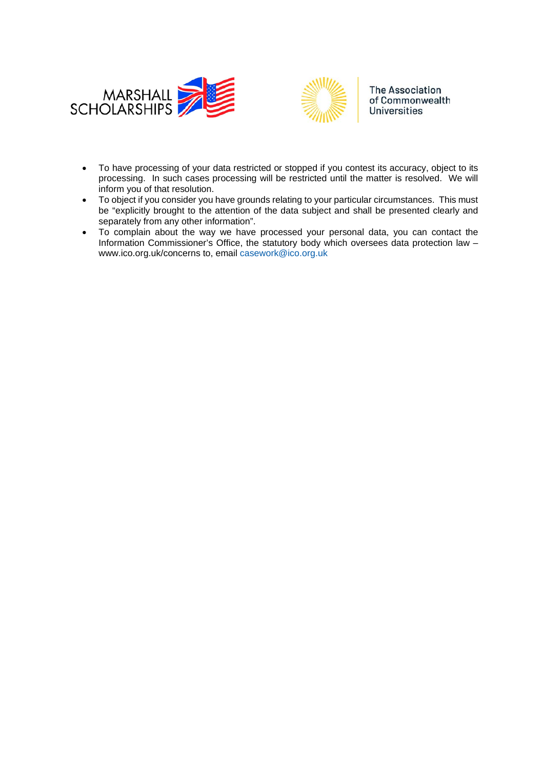- To have processing of your data restricted or stopped if you contest its accuracy, object to its processing. In such cases processing will be restricted until the matter is resolved. We will inform you of that resolution.
- To object if you consider you have grounds relating to your particular circumstances. This must be "explicitly brought to the attention of the data subject and shall be presented clearly and separately from any other information".
- To complain about the way we have processed your personal data, you can contact the Information Commissioner's Office, the statutory body which oversees data protection law – www.ico.org.uk/concerns to, email casework@ico.org.uk